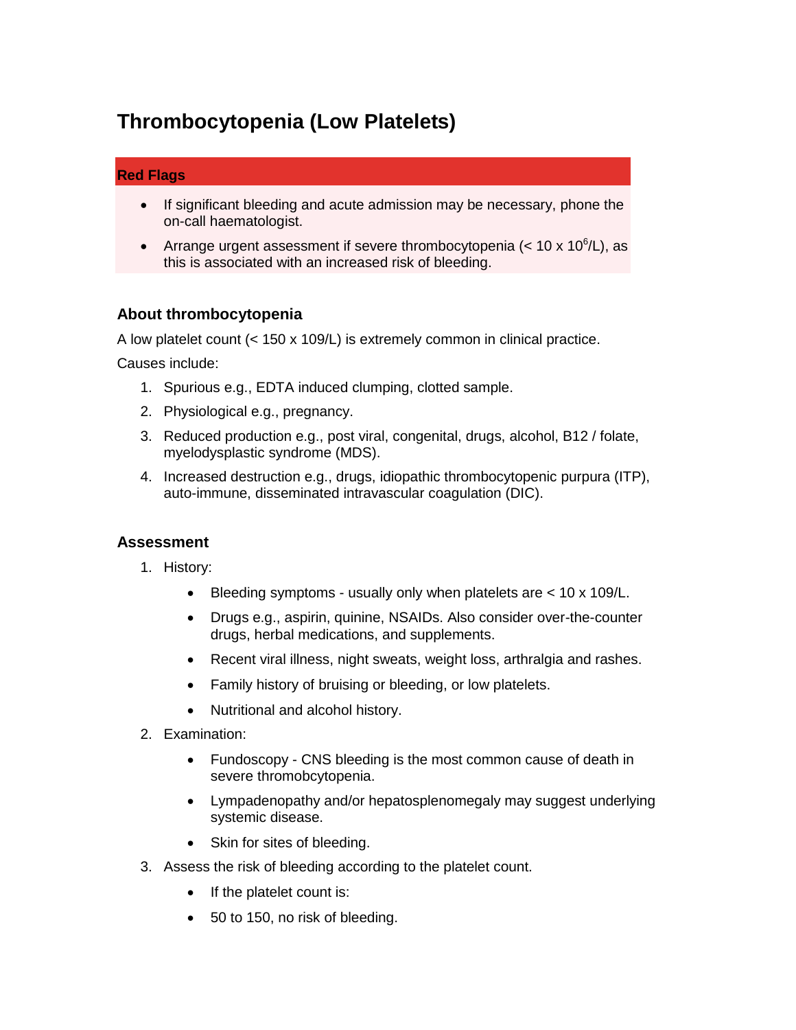# Thrombocytopenia (Low Platelets)

**Red Flags**

- If significant bleeding and acute admission may be necessary, phone the on-call haematologist.
- Arrange urgent assessment if severe thrombocytopenia (< 10 x $10^6$/L), as this is associated with an increased risk of bleeding.

### About thrombocytopenia

A low platelet count (< 150 x 109/L) is extremely common in clinical practice.

Causes include:

1. Spurious e.g., EDTA induced clumping, clotted sample.
2. Physiological e.g., pregnancy.
3. Reduced production e.g., post viral, congenital, drugs, alcohol, B12 / folate, myelodysplastic syndrome (MDS).
4. Increased destruction e.g., drugs, idiopathic thrombocytopenic purpura (ITP), auto-immune, disseminated intravascular coagulation (DIC).

### Assessment

1. History:
   - Bleeding symptoms - usually only when platelets are < 10 x 109/L.
   - Drugs e.g., aspirin, quinine, NSAIDs. Also consider over-the-counter drugs, herbal medications, and supplements.
   - Recent viral illness, night sweats, weight loss, arthralgia and rashes.
   - Family history of bruising or bleeding, or low platelets.
   - Nutritional and alcohol history.
2. Examination:
   - Fundoscopy - CNS bleeding is the most common cause of death in severe thromobcytopenia.
   - Lympadenopathy and/or hepatosplenomegaly may suggest underlying systemic disease.
   - Skin for sites of bleeding.
3. Assess the risk of bleeding according to the platelet count.
   - If the platelet count is:
   - 50 to 150, no risk of bleeding.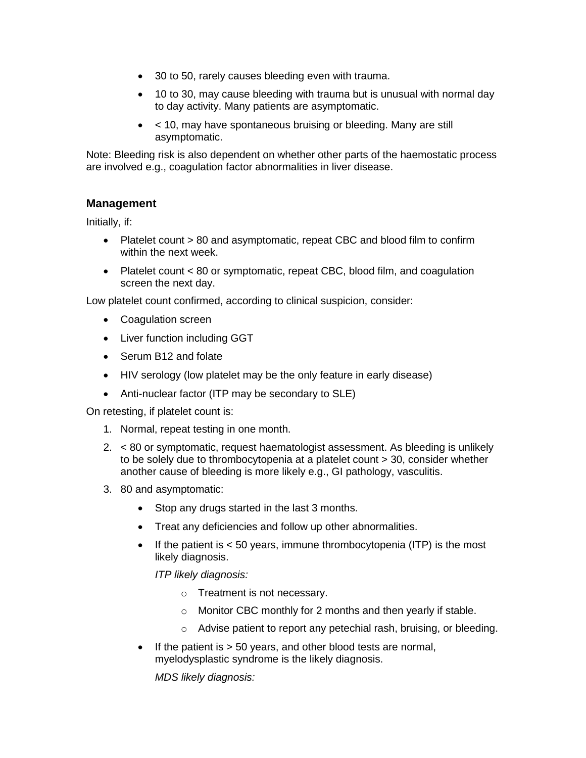- 30 to 50, rarely causes bleeding even with trauma.
- 10 to 30, may cause bleeding with trauma but is unusual with normal day to day activity. Many patients are asymptomatic.
- < 10, may have spontaneous bruising or bleeding. Many are still asymptomatic.

Note: Bleeding risk is also dependent on whether other parts of the haemostatic process are involved e.g., coagulation factor abnormalities in liver disease.

### Management

Initially, if:

- Platelet count > 80 and asymptomatic, repeat CBC and blood film to confirm within the next week.
- Platelet count < 80 or symptomatic, repeat CBC, blood film, and coagulation screen the next day.

Low platelet count confirmed, according to clinical suspicion, consider:

- Coagulation screen
- Liver function including GGT
- Serum B12 and folate
- HIV serology (low platelet may be the only feature in early disease)
- Anti-nuclear factor (ITP may be secondary to SLE)

On retesting, if platelet count is:

1. Normal, repeat testing in one month.
2. < 80 or symptomatic, request haematologist assessment. As bleeding is unlikely to be solely due to thrombocytopenia at a platelet count > 30, consider whether another cause of bleeding is more likely e.g., GI pathology, vasculitis.
3. 80 and asymptomatic:
   - Stop any drugs started in the last 3 months.
   - Treat any deficiencies and follow up other abnormalities.
   - If the patient is < 50 years, immune thrombocytopenia (ITP) is the most likely diagnosis.

     *ITP likely diagnosis:*

     - Treatment is not necessary.
     - Monitor CBC monthly for 2 months and then yearly if stable.
     - Advise patient to report any petechial rash, bruising, or bleeding.
   - If the patient is > 50 years, and other blood tests are normal, myelodysplastic syndrome is the likely diagnosis.

     *MDS likely diagnosis:*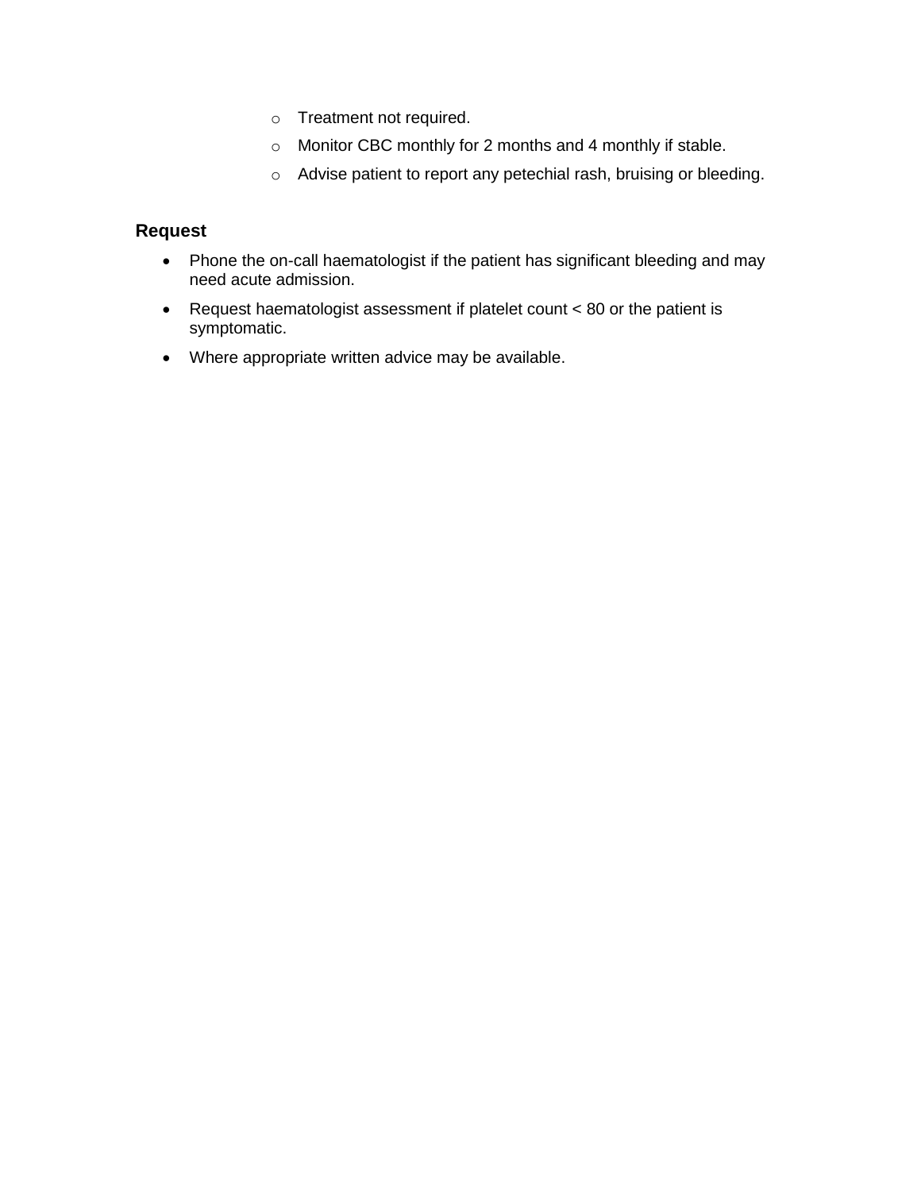- Treatment not required.
    - Monitor CBC monthly for 2 months and 4 monthly if stable.
    - Advise patient to report any petechial rash, bruising or bleeding.

## Request

- Phone the on-call haematologist if the patient has significant bleeding and may need acute admission.
- Request haematologist assessment if platelet count < 80 or the patient is symptomatic.
- Where appropriate written advice may be available.